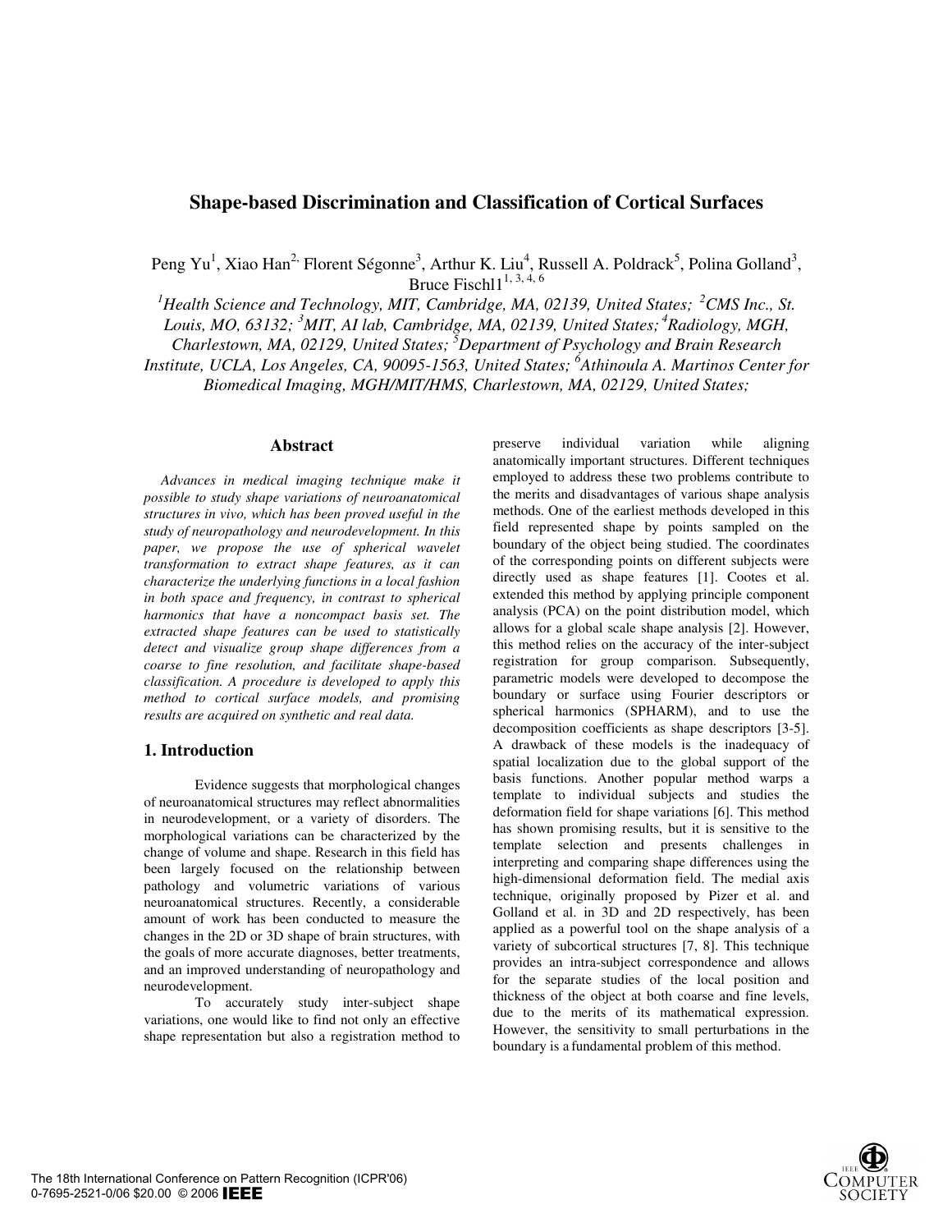# Shape-based Discrimination and Classification of Cortical Surfaces

Peng Yu[1], Xiao Han[2,] Florent Ségonne[3], Arthur K. Liu[4], Russell A. Poldrack[5], Polina Golland[3], Bruce Fischl1[1, 3, 4, 6]

*[1]Health Science and Technology, MIT, Cambridge, MA, 02139, United States; [2]CMS Inc., St. Louis, MO, 63132; [3]MIT, AI lab, Cambridge, MA, 02139, United States; [4]Radiology, MGH, Charlestown, MA, 02129, United States; [5]Department of Psychology and Brain Research Institute, UCLA, Los Angeles, CA, 90095-1563, United States; [6]Athinoula A. Martinos Center for Biomedical Imaging, MGH/MIT/HMS, Charlestown, MA, 02129, United States;*

## Abstract

*Advances in medical imaging technique make it possible to study shape variations of neuroanatomical structures in vivo, which has been proved useful in the study of neuropathology and neurodevelopment. In this paper, we propose the use of spherical wavelet transformation to extract shape features, as it can characterize the underlying functions in a local fashion in both space and frequency, in contrast to spherical harmonics that have a noncompact basis set. The extracted shape features can be used to statistically detect and visualize group shape differences from a coarse to fine resolution, and facilitate shape-based classification. A procedure is developed to apply this method to cortical surface models, and promising results are acquired on synthetic and real data.*

## 1. Introduction

Evidence suggests that morphological changes of neuroanatomical structures may reflect abnormalities in neurodevelopment, or a variety of disorders. The morphological variations can be characterized by the change of volume and shape. Research in this field has been largely focused on the relationship between pathology and volumetric variations of various neuroanatomical structures. Recently, a considerable amount of work has been conducted to measure the changes in the 2D or 3D shape of brain structures, with the goals of more accurate diagnoses, better treatments, and an improved understanding of neuropathology and neurodevelopment.

To accurately study inter-subject shape variations, one would like to find not only an effective shape representation but also a registration method to preserve individual variation while aligning anatomically important structures. Different techniques employed to address these two problems contribute to the merits and disadvantages of various shape analysis methods. One of the earliest methods developed in this field represented shape by points sampled on the boundary of the object being studied. The coordinates of the corresponding points on different subjects were directly used as shape features [1]. Cootes et al. extended this method by applying principle component analysis (PCA) on the point distribution model, which allows for a global scale shape analysis [2]. However, this method relies on the accuracy of the inter-subject registration for group comparison. Subsequently, parametric models were developed to decompose the boundary or surface using Fourier descriptors or spherical harmonics (SPHARM), and to use the decomposition coefficients as shape descriptors [3-5]. A drawback of these models is the inadequacy of spatial localization due to the global support of the basis functions. Another popular method warps a template to individual subjects and studies the deformation field for shape variations [6]. This method has shown promising results, but it is sensitive to the template selection and presents challenges in interpreting and comparing shape differences using the high-dimensional deformation field. The medial axis technique, originally proposed by Pizer et al. and Golland et al. in 3D and 2D respectively, has been applied as a powerful tool on the shape analysis of a variety of subcortical structures [7, 8]. This technique provides an intra-subject correspondence and allows for the separate studies of the local position and thickness of the object at both coarse and fine levels, due to the merits of its mathematical expression. However, the sensitivity to small perturbations in the boundary is a fundamental problem of this method.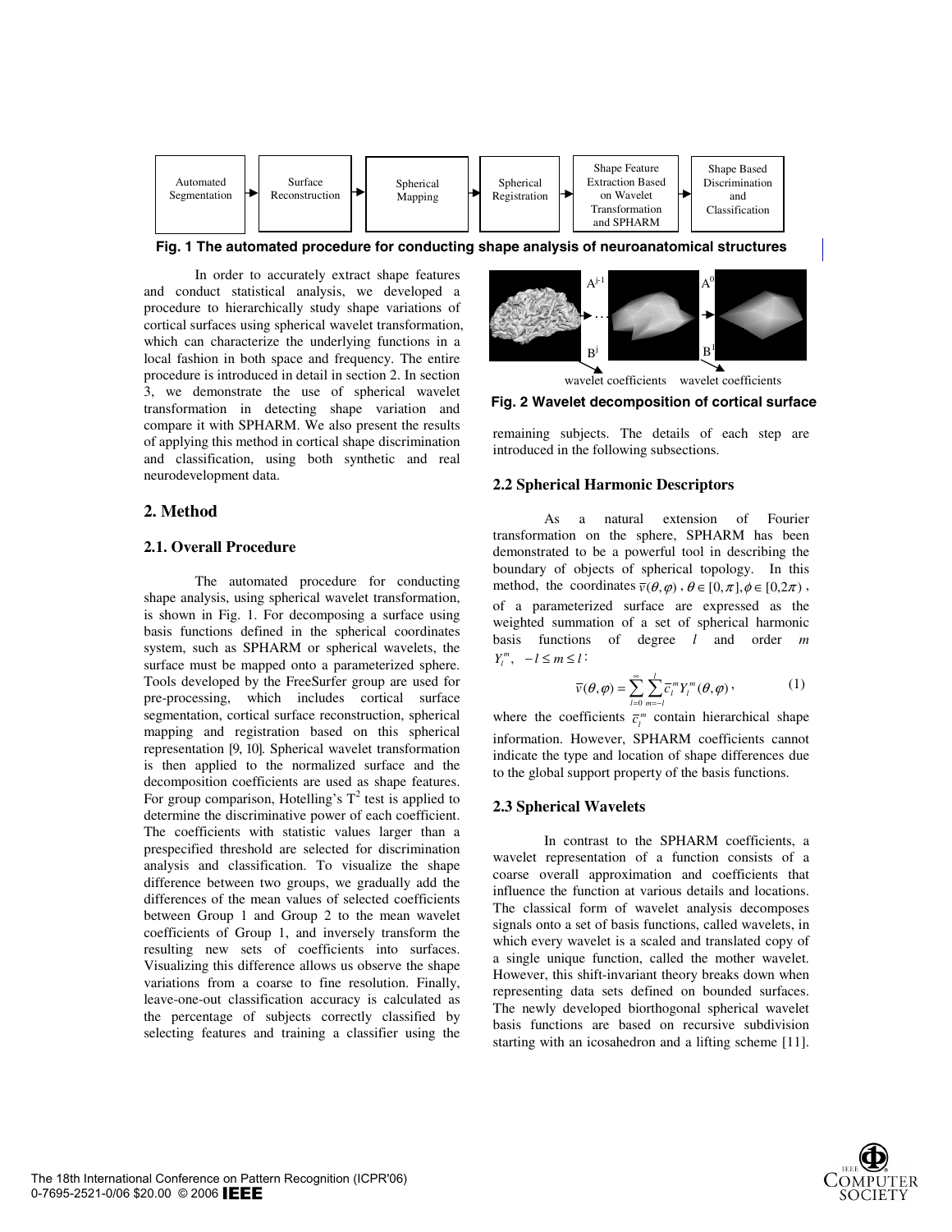Automated Segmentation → Surface Reconstruction → Spherical Mapping → Spherical Registration → Shape Feature Extraction Based on Wavelet Transformation and SPHARM → Shape Based Discrimination and Classification

**Fig. 1 The automated procedure for conducting shape analysis of neuroanatomical structures**

In order to accurately extract shape features and conduct statistical analysis, we developed a procedure to hierarchically study shape variations of cortical surfaces using spherical wavelet transformation, which can characterize the underlying functions in a local fashion in both space and frequency. The entire procedure is introduced in detail in section 2. In section 3, we demonstrate the use of spherical wavelet transformation in detecting shape variation and compare it with SPHARM. We also present the results of applying this method in cortical shape discrimination and classification, using both synthetic and real neurodevelopment data.

## 2. Method

### 2.1. Overall Procedure

The automated procedure for conducting shape analysis, using spherical wavelet transformation, is shown in Fig. 1. For decomposing a surface using basis functions defined in the spherical coordinates system, such as SPHARM or spherical wavelets, the surface must be mapped onto a parameterized sphere. Tools developed by the FreeSurfer group are used for pre-processing, which includes cortical surface segmentation, cortical surface reconstruction, spherical mapping and registration based on this spherical representation [9, 10]. Spherical wavelet transformation is then applied to the normalized surface and the decomposition coefficients are used as shape features. For group comparison, Hotelling's $T^2$ test is applied to determine the discriminative power of each coefficient. The coefficients with statistic values larger than a prespecified threshold are selected for discrimination analysis and classification. To visualize the shape difference between two groups, we gradually add the differences of the mean values of selected coefficients between Group 1 and Group 2 to the mean wavelet coefficients of Group 1, and inversely transform the resulting new sets of coefficients into surfaces. Visualizing this difference allows us observe the shape variations from a coarse to fine resolution. Finally, leave-one-out classification accuracy is calculated as the percentage of subjects correctly classified by selecting features and training a classifier using the remaining subjects. The details of each step are introduced in the following subsections.

$A^{j-1}$ … $A^0$ ; $B^j$ … $B^1$ ; wavelet coefficients wavelet coefficients

**Fig. 2 Wavelet decomposition of cortical surface**

### 2.2 Spherical Harmonic Descriptors

As a natural extension of Fourier transformation on the sphere, SPHARM has been demonstrated to be a powerful tool in describing the boundary of objects of spherical topology. In this method, the coordinates $\bar{v}(\theta,\varphi)$, $\theta \in [0,\pi], \phi \in [0,2\pi)$, of a parameterized surface are expressed as the weighted summation of a set of spherical harmonic basis functions of degree $l$ and order $m$ $Y_l^m$, $-l \le m \le l$:

$$\bar{v}(\theta,\varphi) = \sum_{l=0}^{\infty}\sum_{m=-l}^{l}\bar{c}_l^m Y_l^m(\theta,\varphi), \tag{1}$$

where the coefficients $\bar{c}_l^m$ contain hierarchical shape information. However, SPHARM coefficients cannot indicate the type and location of shape differences due to the global support property of the basis functions.

### 2.3 Spherical Wavelets

In contrast to the SPHARM coefficients, a wavelet representation of a function consists of a coarse overall approximation and coefficients that influence the function at various details and locations. The classical form of wavelet analysis decomposes signals onto a set of basis functions, called wavelets, in which every wavelet is a scaled and translated copy of a single unique function, called the mother wavelet. However, this shift-invariant theory breaks down when representing data sets defined on bounded surfaces. The newly developed biorthogonal spherical wavelet basis functions are based on recursive subdivision starting with an icosahedron and a lifting scheme [11].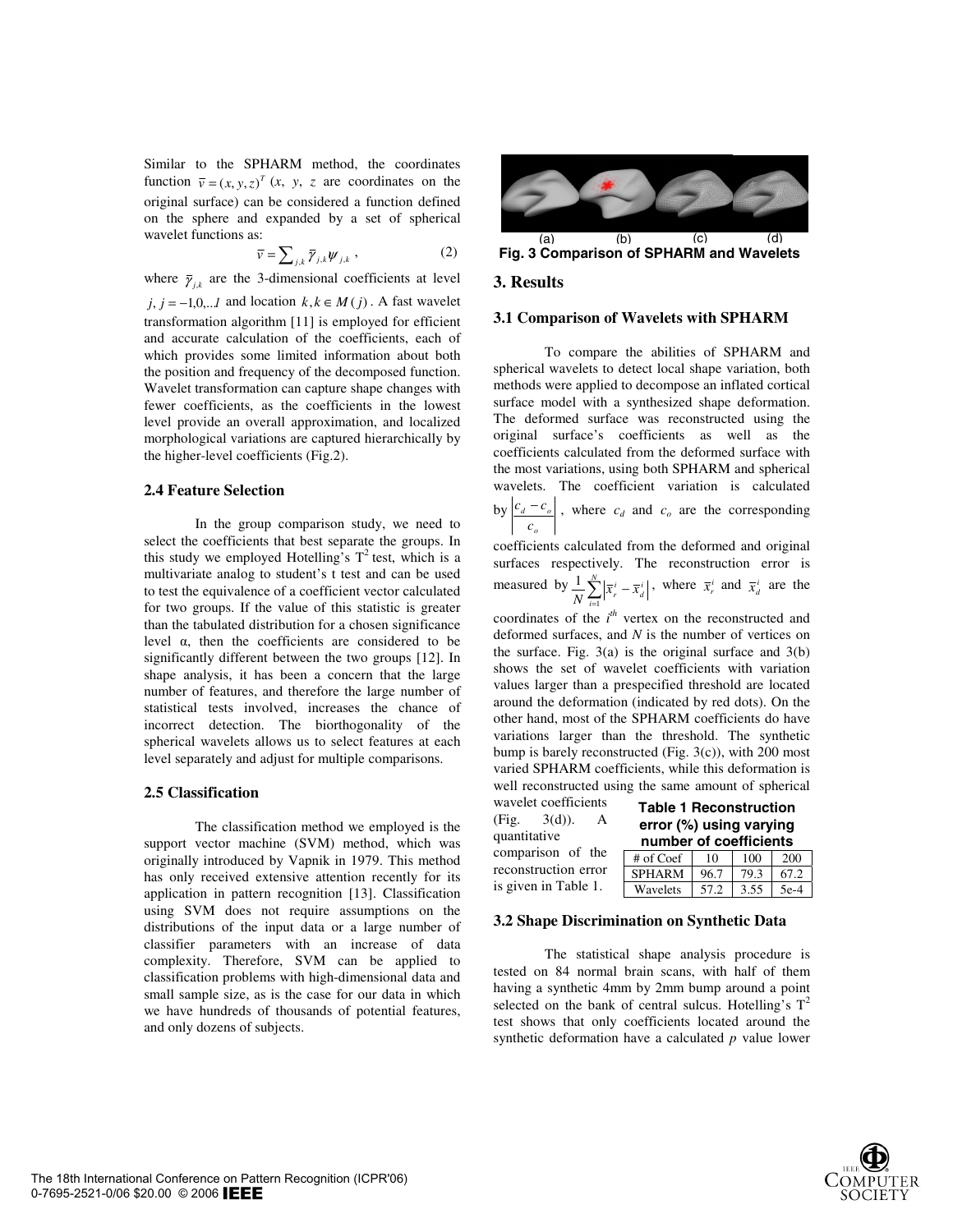Similar to the SPHARM method, the coordinates function $\bar{v} = (x, y, z)^T$ ($x$, $y$, $z$ are coordinates on the original surface) can be considered a function defined on the sphere and expanded by a set of spherical wavelet functions as:

$$\bar{v} = \sum_{j,k} \bar{\gamma}_{j,k} \psi_{j,k} \,, \tag{2}$$

where $\bar{\gamma}_{j,k}$ are the 3-dimensional coefficients at level $j, j = -1,0,..J$ and location $k, k \in M(j)$. A fast wavelet transformation algorithm [11] is employed for efficient and accurate calculation of the coefficients, each of which provides some limited information about both the position and frequency of the decomposed function. Wavelet transformation can capture shape changes with fewer coefficients, as the coefficients in the lowest level provide an overall approximation, and localized morphological variations are captured hierarchically by the higher-level coefficients (Fig.2).

### 2.4 Feature Selection

In the group comparison study, we need to select the coefficients that best separate the groups. In this study we employed Hotelling's $T^2$ test, which is a multivariate analog to student's t test and can be used to test the equivalence of a coefficient vector calculated for two groups. If the value of this statistic is greater than the tabulated distribution for a chosen significance level α, then the coefficients are considered to be significantly different between the two groups [12]. In shape analysis, it has been a concern that the large number of features, and therefore the large number of statistical tests involved, increases the chance of incorrect detection. The biorthogonality of the spherical wavelets allows us to select features at each level separately and adjust for multiple comparisons.

### 2.5 Classification

The classification method we employed is the support vector machine (SVM) method, which was originally introduced by Vapnik in 1979. This method has only received extensive attention recently for its application in pattern recognition [13]. Classification using SVM does not require assumptions on the distributions of the input data or a large number of classifier parameters with an increase of data complexity. Therefore, SVM can be applied to classification problems with high-dimensional data and small sample size, as is the case for our data in which we have hundreds of thousands of potential features, and only dozens of subjects.

(a) (b) (c) (d)

**Fig. 3 Comparison of SPHARM and Wavelets**

## 3. Results

### 3.1 Comparison of Wavelets with SPHARM

To compare the abilities of SPHARM and spherical wavelets to detect local shape variation, both methods were applied to decompose an inflated cortical surface model with a synthesized shape deformation. The deformed surface was reconstructed using the original surface's coefficients as well as the coefficients calculated from the deformed surface with the most variations, using both SPHARM and spherical wavelets. The coefficient variation is calculated by $\left| \frac{c_d - c_o}{c_o} \right|$, where $c_d$ and $c_o$ are the corresponding coefficients calculated from the deformed and original surfaces respectively. The reconstruction error is measured by $\frac{1}{N} \sum_{i=1}^{N} \left| \bar{x}_r^i - \bar{x}_d^i \right|$, where $\bar{x}_r^i$ and $\bar{x}_d^i$ are the coordinates of the $i^{th}$ vertex on the reconstructed and deformed surfaces, and $N$ is the number of vertices on the surface. Fig. 3(a) is the original surface and 3(b) shows the set of wavelet coefficients with variation values larger than a prespecified threshold are located around the deformation (indicated by red dots). On the other hand, most of the SPHARM coefficients do have variations larger than the threshold. The synthetic bump is barely reconstructed (Fig. 3(c)), with 200 most varied SPHARM coefficients, while this deformation is well reconstructed using the same amount of spherical wavelet coefficients (Fig. 3(d)). A quantitative comparison of the reconstruction error is given in Table 1.

**Table 1 Reconstruction error (%) using varying number of coefficients**

| # of Coef | 10 | 100 | 200 |
|---|---|---|---|
| SPHARM | 96.7 | 79.3 | 67.2 |
| Wavelets | 57.2 | 3.55 | 5e-4 |

### 3.2 Shape Discrimination on Synthetic Data

The statistical shape analysis procedure is tested on 84 normal brain scans, with half of them having a synthetic 4mm by 2mm bump around a point selected on the bank of central sulcus. Hotelling's $T^2$ test shows that only coefficients located around the synthetic deformation have a calculated $p$ value lower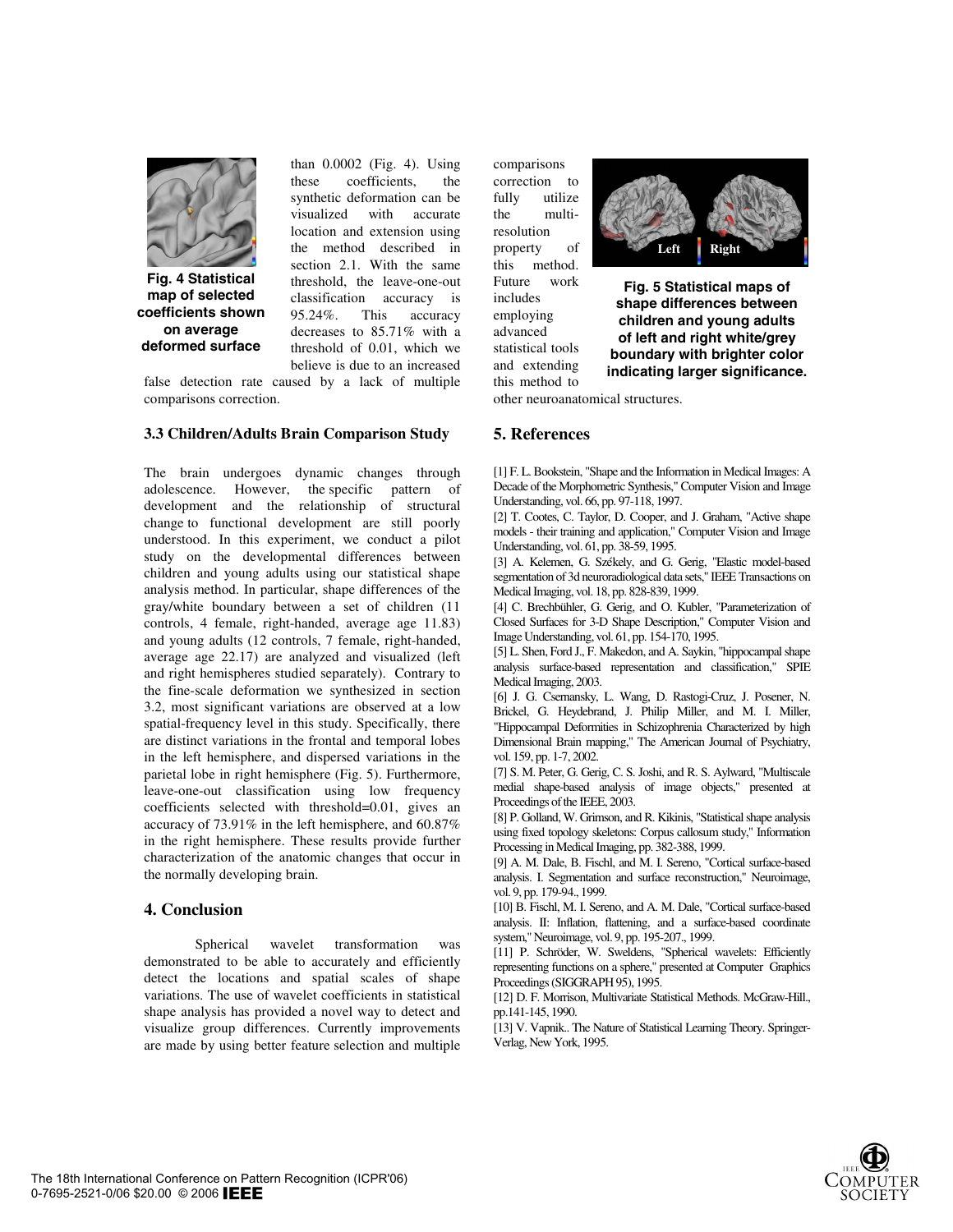than 0.0002 (Fig. 4). Using these coefficients, the synthetic deformation can be visualized with accurate location and extension using the method described in section 2.1. With the same threshold, the leave-one-out classification accuracy is 95.24%. This accuracy decreases to 85.71% with a threshold of 0.01, which we believe is due to an increased false detection rate caused by a lack of multiple comparisons correction.

**Fig. 4 Statistical map of selected coefficients shown on average deformed surface**

### 3.3 Children/Adults Brain Comparison Study

The brain undergoes dynamic changes through adolescence. However, the specific pattern of development and the relationship of structural change to functional development are still poorly understood. In this experiment, we conduct a pilot study on the developmental differences between children and young adults using our statistical shape analysis method. In particular, shape differences of the gray/white boundary between a set of children (11 controls, 4 female, right-handed, average age 11.83) and young adults (12 controls, 7 female, right-handed, average age 22.17) are analyzed and visualized (left and right hemispheres studied separately). Contrary to the fine-scale deformation we synthesized in section 3.2, most significant variations are observed at a low spatial-frequency level in this study. Specifically, there are distinct variations in the frontal and temporal lobes in the left hemisphere, and dispersed variations in the parietal lobe in right hemisphere (Fig. 5). Furthermore, leave-one-out classification using low frequency coefficients selected with threshold=0.01, gives an accuracy of 73.91% in the left hemisphere, and 60.87% in the right hemisphere. These results provide further characterization of the anatomic changes that occur in the normally developing brain.

## 4. Conclusion

Spherical wavelet transformation was demonstrated to be able to accurately and efficiently detect the locations and spatial scales of shape variations. The use of wavelet coefficients in statistical shape analysis has provided a novel way to detect and visualize group differences. Currently improvements are made by using better feature selection and multiple comparisons correction to fully utilize the multi-resolution property of this method. Future work includes employing advanced statistical tools and extending this method to other neuroanatomical structures.

Left Right

**Fig. 5 Statistical maps of shape differences between children and young adults of left and right white/grey boundary with brighter color indicating larger significance.**

## 5. References

[1] F. L. Bookstein, "Shape and the Information in Medical Images: A Decade of the Morphometric Synthesis," Computer Vision and Image Understanding, vol. 66, pp. 97-118, 1997.

[2] T. Cootes, C. Taylor, D. Cooper, and J. Graham, "Active shape models - their training and application," Computer Vision and Image Understanding, vol. 61, pp. 38-59, 1995.

[3] A. Kelemen, G. Székely, and G. Gerig, "Elastic model-based segmentation of 3d neuroradiological data sets," IEEE Transactions on Medical Imaging, vol. 18, pp. 828-839, 1999.

[4] C. Brechbühler, G. Gerig, and O. Kubler, "Parameterization of Closed Surfaces for 3-D Shape Description," Computer Vision and Image Understanding, vol. 61, pp. 154-170, 1995.

[5] L. Shen, Ford J., F. Makedon, and A. Saykin, "hippocampal shape analysis surface-based representation and classification," SPIE Medical Imaging, 2003.

[6] J. G. Csernansky, L. Wang, D. Rastogi-Cruz, J. Posener, N. Brickel, G. Heydebrand, J. Philip Miller, and M. I. Miller, "Hippocampal Deformities in Schizophrenia Characterized by high Dimensional Brain mapping," The American Journal of Psychiatry, vol. 159, pp. 1-7, 2002.

[7] S. M. Peter, G. Gerig, C. S. Joshi, and R. S. Aylward, "Multiscale medial shape-based analysis of image objects," presented at Proceedings of the IEEE, 2003.

[8] P. Golland, W. Grimson, and R. Kikinis, "Statistical shape analysis using fixed topology skeletons: Corpus callosum study," Information Processing in Medical Imaging, pp. 382-388, 1999.

[9] A. M. Dale, B. Fischl, and M. I. Sereno, "Cortical surface-based analysis. I. Segmentation and surface reconstruction," Neuroimage, vol. 9, pp. 179-94., 1999.

[10] B. Fischl, M. I. Sereno, and A. M. Dale, "Cortical surface-based analysis. II: Inflation, flattening, and a surface-based coordinate system," Neuroimage, vol. 9, pp. 195-207., 1999.

[11] P. Schröder, W. Sweldens, "Spherical wavelets: Efficiently representing functions on a sphere," presented at Computer Graphics Proceedings (SIGGRAPH 95), 1995.

[12] D. F. Morrison, Multivariate Statistical Methods. McGraw-Hill., pp.141-145, 1990.

[13] V. Vapnik.. The Nature of Statistical Learning Theory. Springer-Verlag, New York, 1995.